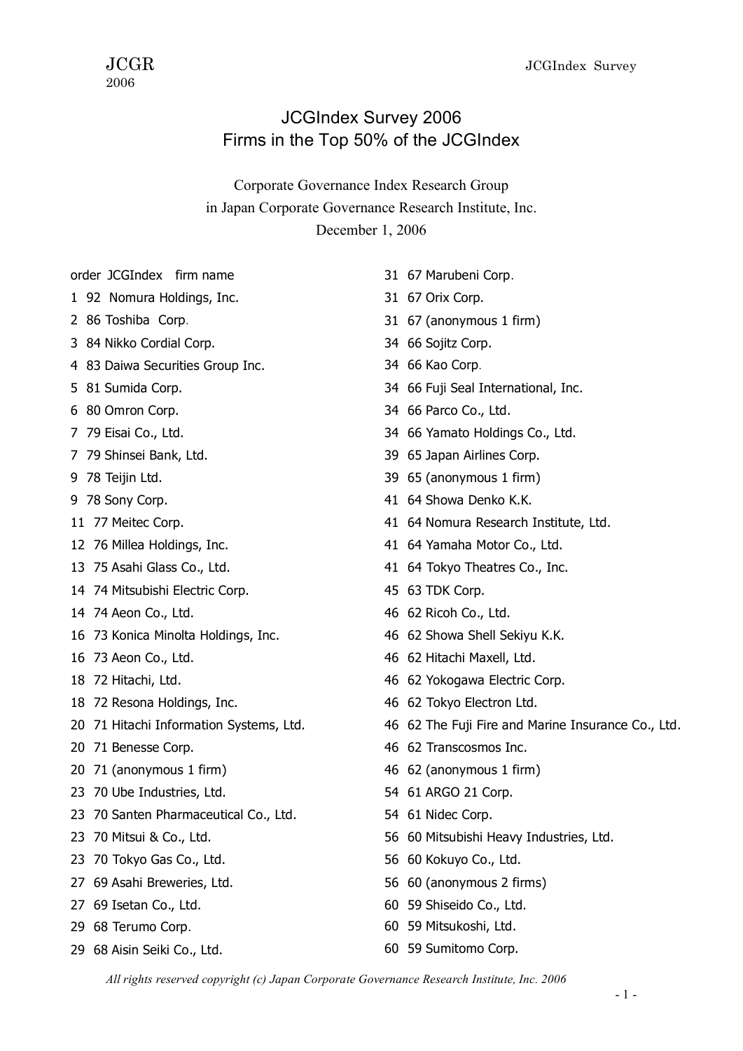# JCGIndex Survey 2006
# Firms in the Top 50% of the JCGIndex

Corporate Governance Index Research Group
in Japan Corporate Governance Research Institute, Inc.
December 1, 2006

| order | JCGIndex | firm name |
|---|---|---|
| 1 | 92 | Nomura Holdings, Inc. |
| 2 | 86 | Toshiba Corp. |
| 3 | 84 | Nikko Cordial Corp. |
| 4 | 83 | Daiwa Securities Group Inc. |
| 5 | 81 | Sumida Corp. |
| 6 | 80 | Omron Corp. |
| 7 | 79 | Eisai Co., Ltd. |
| 7 | 79 | Shinsei Bank, Ltd. |
| 9 | 78 | Teijin Ltd. |
| 9 | 78 | Sony Corp. |
| 11 | 77 | Meitec Corp. |
| 12 | 76 | Millea Holdings, Inc. |
| 13 | 75 | Asahi Glass Co., Ltd. |
| 14 | 74 | Mitsubishi Electric Corp. |
| 14 | 74 | Aeon Co., Ltd. |
| 16 | 73 | Konica Minolta Holdings, Inc. |
| 16 | 73 | Aeon Co., Ltd. |
| 18 | 72 | Hitachi, Ltd. |
| 18 | 72 | Resona Holdings, Inc. |
| 20 | 71 | Hitachi Information Systems, Ltd. |
| 20 | 71 | Benesse Corp. |
| 20 | 71 | (anonymous 1 firm) |
| 23 | 70 | Ube Industries, Ltd. |
| 23 | 70 | Santen Pharmaceutical Co., Ltd. |
| 23 | 70 | Mitsui & Co., Ltd. |
| 23 | 70 | Tokyo Gas Co., Ltd. |
| 27 | 69 | Asahi Breweries, Ltd. |
| 27 | 69 | Isetan Co., Ltd. |
| 29 | 68 | Terumo Corp. |
| 29 | 68 | Aisin Seiki Co., Ltd. |
| 31 | 67 | Marubeni Corp. |
| 31 | 67 | Orix Corp. |
| 31 | 67 | (anonymous 1 firm) |
| 34 | 66 | Sojitz Corp. |
| 34 | 66 | Kao Corp. |
| 34 | 66 | Fuji Seal International, Inc. |
| 34 | 66 | Parco Co., Ltd. |
| 34 | 66 | Yamato Holdings Co., Ltd. |
| 39 | 65 | Japan Airlines Corp. |
| 39 | 65 | (anonymous 1 firm) |
| 41 | 64 | Showa Denko K.K. |
| 41 | 64 | Nomura Research Institute, Ltd. |
| 41 | 64 | Yamaha Motor Co., Ltd. |
| 41 | 64 | Tokyo Theatres Co., Inc. |
| 45 | 63 | TDK Corp. |
| 46 | 62 | Ricoh Co., Ltd. |
| 46 | 62 | Showa Shell Sekiyu K.K. |
| 46 | 62 | Hitachi Maxell, Ltd. |
| 46 | 62 | Yokogawa Electric Corp. |
| 46 | 62 | Tokyo Electron Ltd. |
| 46 | 62 | The Fuji Fire and Marine Insurance Co., Ltd. |
| 46 | 62 | Transcosmos Inc. |
| 46 | 62 | (anonymous 1 firm) |
| 54 | 61 | ARGO 21 Corp. |
| 54 | 61 | Nidec Corp. |
| 56 | 60 | Mitsubishi Heavy Industries, Ltd. |
| 56 | 60 | Kokuyo Co., Ltd. |
| 56 | 60 | (anonymous 2 firms) |
| 60 | 59 | Shiseido Co., Ltd. |
| 60 | 59 | Mitsukoshi, Ltd. |
| 60 | 59 | Sumitomo Corp. |

*All rights reserved copyright (c) Japan Corporate Governance Research Institute, Inc. 2006*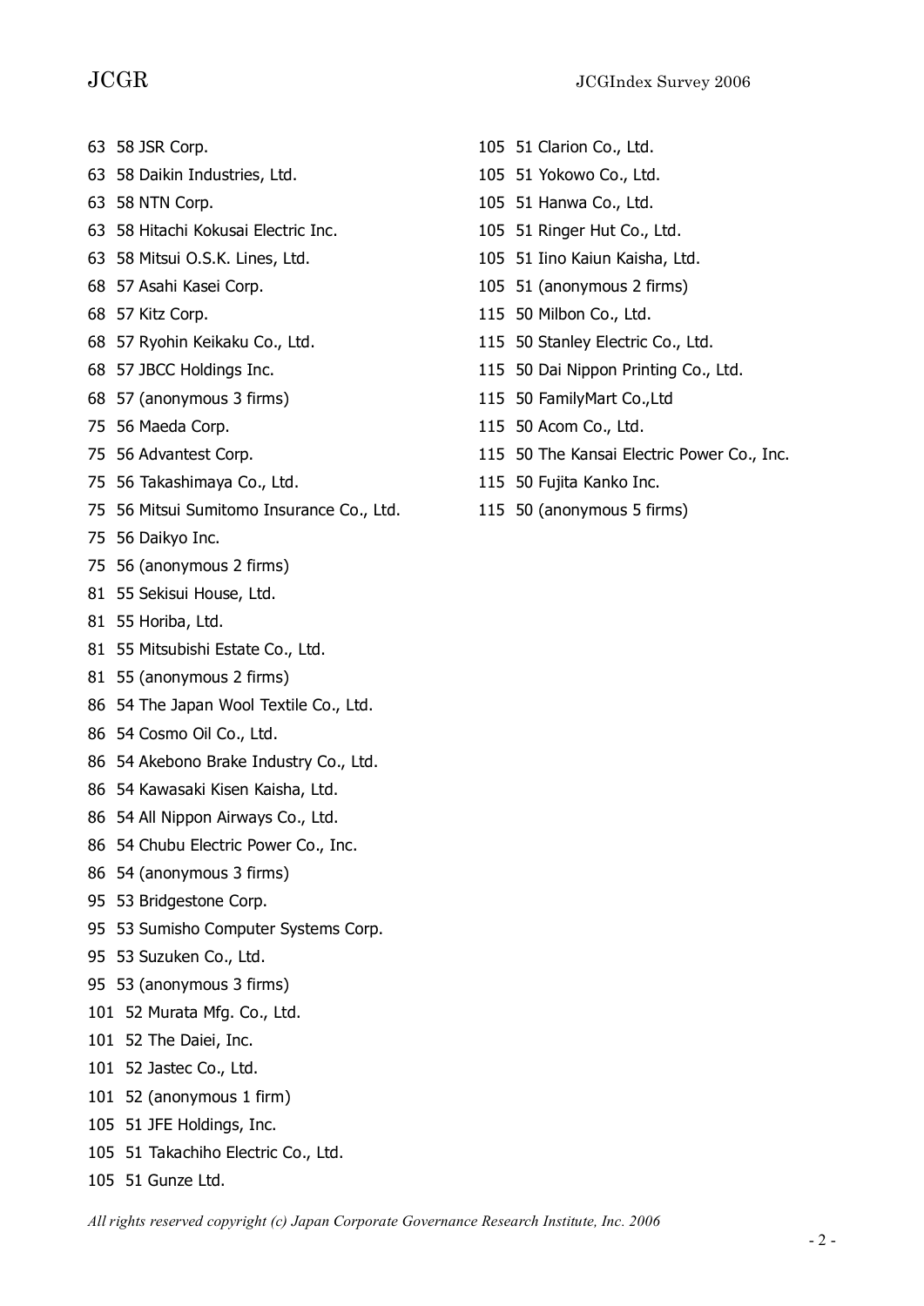63 58 JSR Corp.
63 58 Daikin Industries, Ltd.
63 58 NTN Corp.
63 58 Hitachi Kokusai Electric Inc.
63 58 Mitsui O.S.K. Lines, Ltd.
68 57 Asahi Kasei Corp.
68 57 Kitz Corp.
68 57 Ryohin Keikaku Co., Ltd.
68 57 JBCC Holdings Inc.
68 57 (anonymous 3 firms)
75 56 Maeda Corp.
75 56 Advantest Corp.
75 56 Takashimaya Co., Ltd.
75 56 Mitsui Sumitomo Insurance Co., Ltd.
75 56 Daikyo Inc.
75 56 (anonymous 2 firms)
81 55 Sekisui House, Ltd.
81 55 Horiba, Ltd.
81 55 Mitsubishi Estate Co., Ltd.
81 55 (anonymous 2 firms)
86 54 The Japan Wool Textile Co., Ltd.
86 54 Cosmo Oil Co., Ltd.
86 54 Akebono Brake Industry Co., Ltd.
86 54 Kawasaki Kisen Kaisha, Ltd.
86 54 All Nippon Airways Co., Ltd.
86 54 Chubu Electric Power Co., Inc.
86 54 (anonymous 3 firms)
95 53 Bridgestone Corp.
95 53 Sumisho Computer Systems Corp.
95 53 Suzuken Co., Ltd.
95 53 (anonymous 3 firms)
101 52 Murata Mfg. Co., Ltd.
101 52 The Daiei, Inc.
101 52 Jastec Co., Ltd.
101 52 (anonymous 1 firm)
105 51 JFE Holdings, Inc.
105 51 Takachiho Electric Co., Ltd.
105 51 Gunze Ltd.
105 51 Clarion Co., Ltd.
105 51 Yokowo Co., Ltd.
105 51 Hanwa Co., Ltd.
105 51 Ringer Hut Co., Ltd.
105 51 Iino Kaiun Kaisha, Ltd.
105 51 (anonymous 2 firms)
115 50 Milbon Co., Ltd.
115 50 Stanley Electric Co., Ltd.
115 50 Dai Nippon Printing Co., Ltd.
115 50 FamilyMart Co.,Ltd
115 50 Acom Co., Ltd.
115 50 The Kansai Electric Power Co., Inc.
115 50 Fujita Kanko Inc.
115 50 (anonymous 5 firms)

*All rights reserved copyright (c) Japan Corporate Governance Research Institute, Inc. 2006*